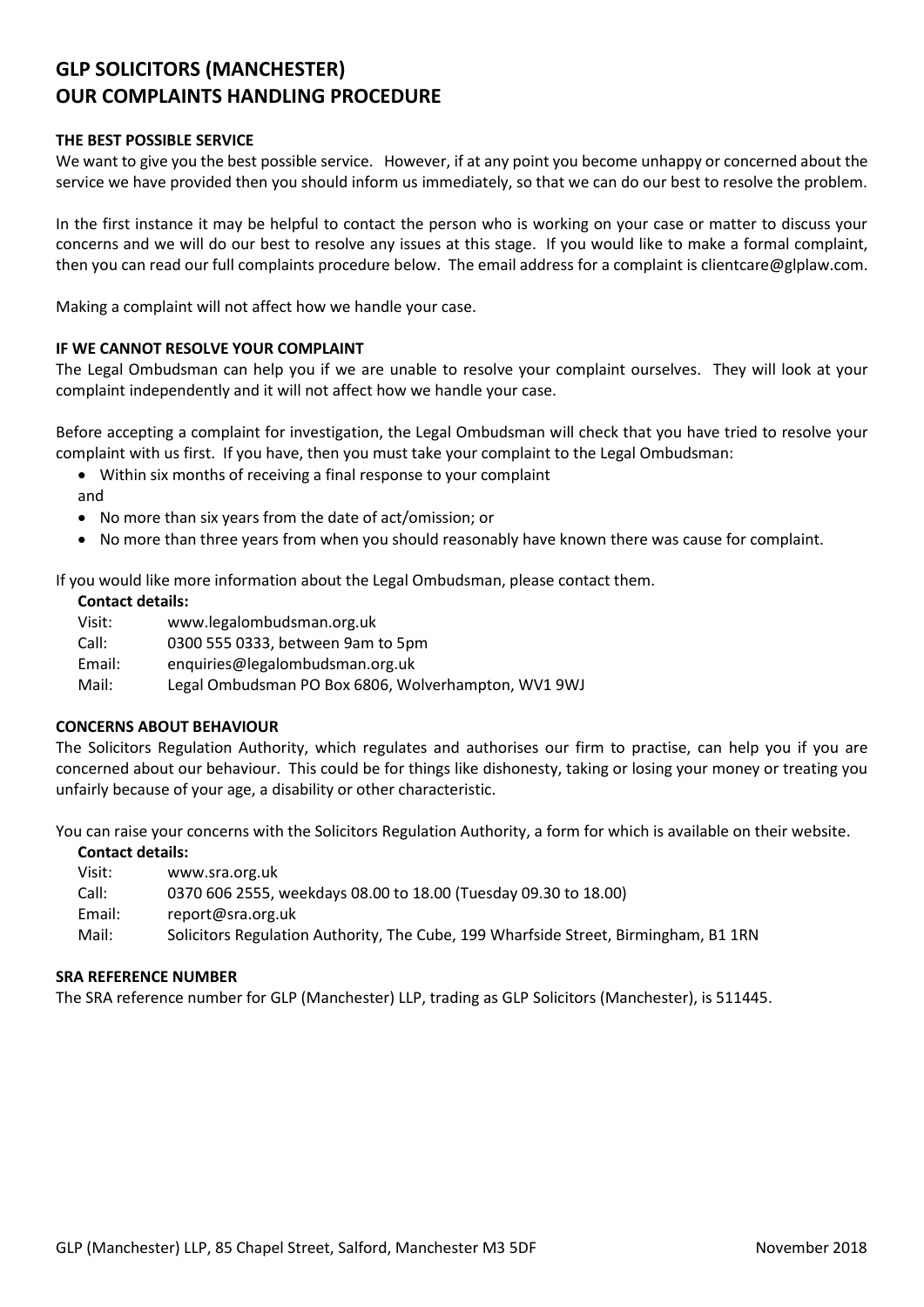# GLP SOLICITORS (MANCHESTER)
# OUR COMPLAINTS HANDLING PROCEDURE

## THE BEST POSSIBLE SERVICE

We want to give you the best possible service. However, if at any point you become unhappy or concerned about the service we have provided then you should inform us immediately, so that we can do our best to resolve the problem.

In the first instance it may be helpful to contact the person who is working on your case or matter to discuss your concerns and we will do our best to resolve any issues at this stage. If you would like to make a formal complaint, then you can read our full complaints procedure below. The email address for a complaint is clientcare@glplaw.com.

Making a complaint will not affect how we handle your case.

## IF WE CANNOT RESOLVE YOUR COMPLAINT

The Legal Ombudsman can help you if we are unable to resolve your complaint ourselves. They will look at your complaint independently and it will not affect how we handle your case.

Before accepting a complaint for investigation, the Legal Ombudsman will check that you have tried to resolve your complaint with us first. If you have, then you must take your complaint to the Legal Ombudsman:

- Within six months of receiving a final response to your complaint

and

- No more than six years from the date of act/omission; or
- No more than three years from when you should reasonably have known there was cause for complaint.

If you would like more information about the Legal Ombudsman, please contact them.

**Contact details:**

Visit: www.legalombudsman.org.uk
Call: 0300 555 0333, between 9am to 5pm
Email: enquiries@legalombudsman.org.uk
Mail: Legal Ombudsman PO Box 6806, Wolverhampton, WV1 9WJ

## CONCERNS ABOUT BEHAVIOUR

The Solicitors Regulation Authority, which regulates and authorises our firm to practise, can help you if you are concerned about our behaviour. This could be for things like dishonesty, taking or losing your money or treating you unfairly because of your age, a disability or other characteristic.

You can raise your concerns with the Solicitors Regulation Authority, a form for which is available on their website.

**Contact details:**

Visit: www.sra.org.uk
Call: 0370 606 2555, weekdays 08.00 to 18.00 (Tuesday 09.30 to 18.00)
Email: report@sra.org.uk
Mail: Solicitors Regulation Authority, The Cube, 199 Wharfside Street, Birmingham, B1 1RN

## SRA REFERENCE NUMBER

The SRA reference number for GLP (Manchester) LLP, trading as GLP Solicitors (Manchester), is 511445.

GLP (Manchester) LLP, 85 Chapel Street, Salford, Manchester M3 5DF — November 2018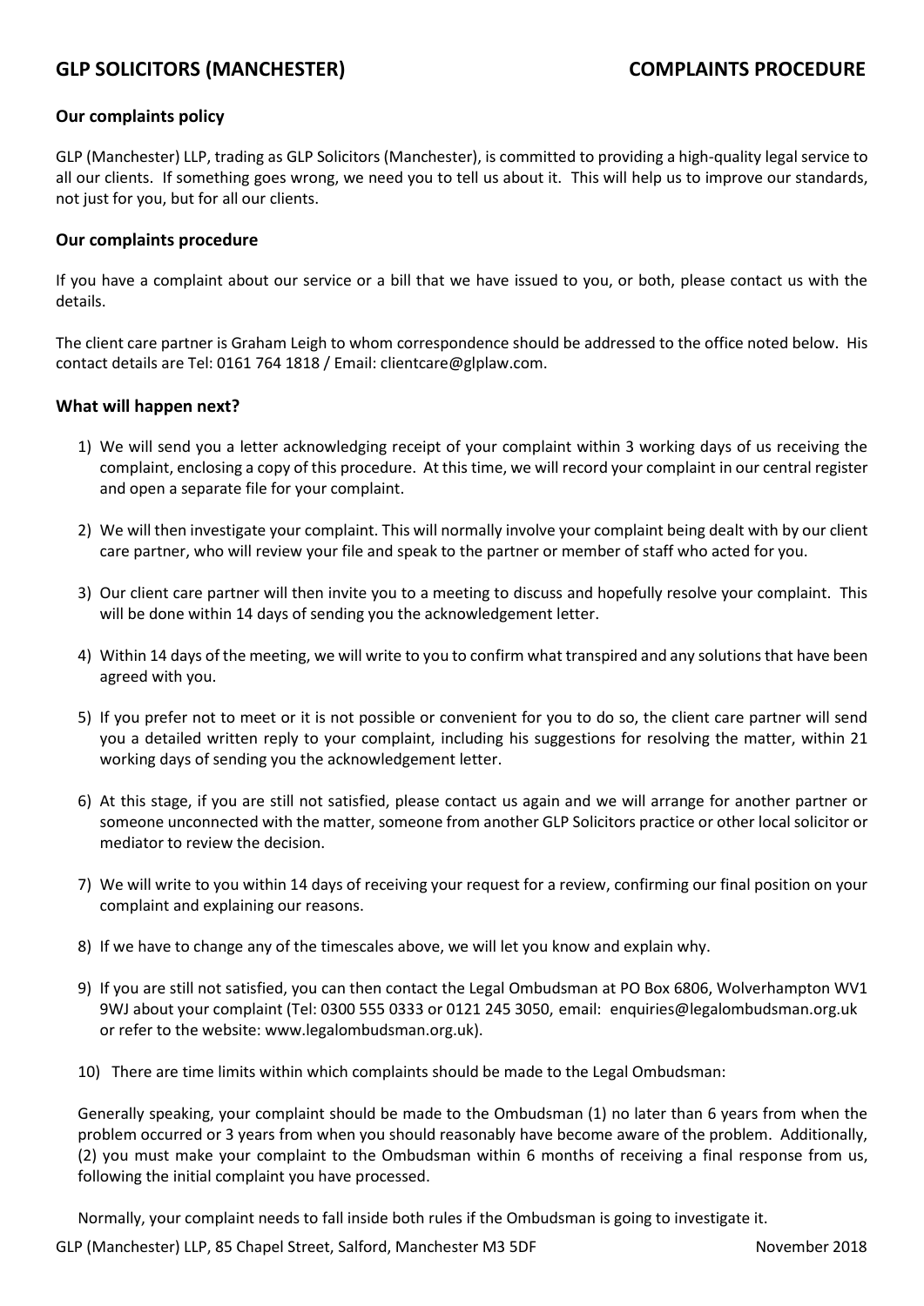# GLP SOLICITORS (MANCHESTER) COMPLAINTS PROCEDURE

## Our complaints policy

GLP (Manchester) LLP, trading as GLP Solicitors (Manchester), is committed to providing a high-quality legal service to all our clients. If something goes wrong, we need you to tell us about it. This will help us to improve our standards, not just for you, but for all our clients.

## Our complaints procedure

If you have a complaint about our service or a bill that we have issued to you, or both, please contact us with the details.

The client care partner is Graham Leigh to whom correspondence should be addressed to the office noted below. His contact details are Tel: 0161 764 1818 / Email: clientcare@glplaw.com.

## What will happen next?

1) We will send you a letter acknowledging receipt of your complaint within 3 working days of us receiving the complaint, enclosing a copy of this procedure. At this time, we will record your complaint in our central register and open a separate file for your complaint.

2) We will then investigate your complaint. This will normally involve your complaint being dealt with by our client care partner, who will review your file and speak to the partner or member of staff who acted for you.

3) Our client care partner will then invite you to a meeting to discuss and hopefully resolve your complaint. This will be done within 14 days of sending you the acknowledgement letter.

4) Within 14 days of the meeting, we will write to you to confirm what transpired and any solutions that have been agreed with you.

5) If you prefer not to meet or it is not possible or convenient for you to do so, the client care partner will send you a detailed written reply to your complaint, including his suggestions for resolving the matter, within 21 working days of sending you the acknowledgement letter.

6) At this stage, if you are still not satisfied, please contact us again and we will arrange for another partner or someone unconnected with the matter, someone from another GLP Solicitors practice or other local solicitor or mediator to review the decision.

7) We will write to you within 14 days of receiving your request for a review, confirming our final position on your complaint and explaining our reasons.

8) If we have to change any of the timescales above, we will let you know and explain why.

9) If you are still not satisfied, you can then contact the Legal Ombudsman at PO Box 6806, Wolverhampton WV1 9WJ about your complaint (Tel: 0300 555 0333 or 0121 245 3050, email: enquiries@legalombudsman.org.uk or refer to the website: www.legalombudsman.org.uk).

10) There are time limits within which complaints should be made to the Legal Ombudsman:

Generally speaking, your complaint should be made to the Ombudsman (1) no later than 6 years from when the problem occurred or 3 years from when you should reasonably have become aware of the problem. Additionally, (2) you must make your complaint to the Ombudsman within 6 months of receiving a final response from us, following the initial complaint you have processed.

Normally, your complaint needs to fall inside both rules if the Ombudsman is going to investigate it.

GLP (Manchester) LLP, 85 Chapel Street, Salford, Manchester M3 5DF November 2018